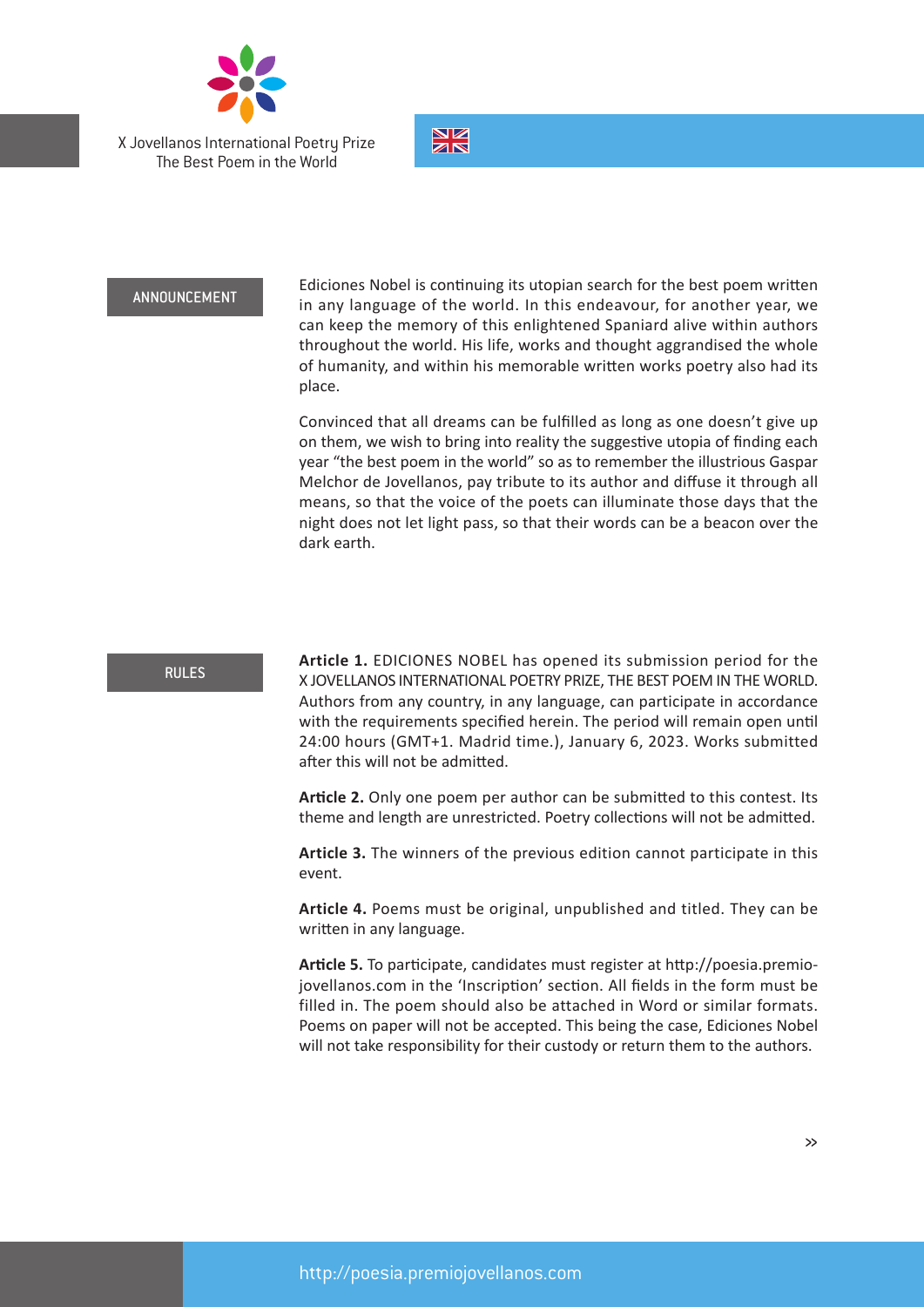X Jovellanos International Poetry Prize
The Best Poem in the World

## ANNOUNCEMENT

Ediciones Nobel is continuing its utopian search for the best poem written in any language of the world. In this endeavour, for another year, we can keep the memory of this enlightened Spaniard alive within authors throughout the world. His life, works and thought aggrandised the whole of humanity, and within his memorable written works poetry also had its place.

Convinced that all dreams can be fulfilled as long as one doesn't give up on them, we wish to bring into reality the suggestive utopia of finding each year "the best poem in the world" so as to remember the illustrious Gaspar Melchor de Jovellanos, pay tribute to its author and diffuse it through all means, so that the voice of the poets can illuminate those days that the night does not let light pass, so that their words can be a beacon over the dark earth.

## RULES

**Article 1.** EDICIONES NOBEL has opened its submission period for the X JOVELLANOS INTERNATIONAL POETRY PRIZE, THE BEST POEM IN THE WORLD. Authors from any country, in any language, can participate in accordance with the requirements specified herein. The period will remain open until 24:00 hours (GMT+1. Madrid time.), January 6, 2023. Works submitted after this will not be admitted.

**Article 2.** Only one poem per author can be submitted to this contest. Its theme and length are unrestricted. Poetry collections will not be admitted.

**Article 3.** The winners of the previous edition cannot participate in this event.

**Article 4.** Poems must be original, unpublished and titled. They can be written in any language.

**Article 5.** To participate, candidates must register at http://poesia.premio-jovellanos.com in the 'Inscription' section. All fields in the form must be filled in. The poem should also be attached in Word or similar formats. Poems on paper will not be accepted. This being the case, Ediciones Nobel will not take responsibility for their custody or return them to the authors.

»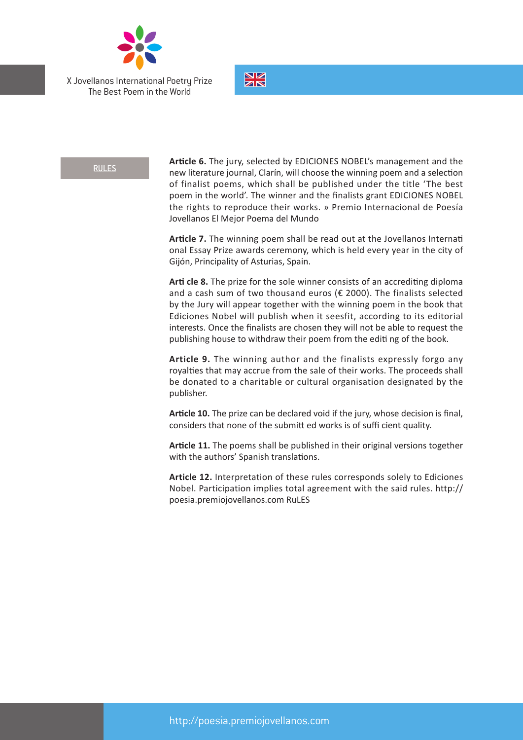RULES

**Article 6.** The jury, selected by EDICIONES NOBEL's management and the new literature journal, Clarín, will choose the winning poem and a selection of finalist poems, which shall be published under the title 'The best poem in the world'. The winner and the finalists grant EDICIONES NOBEL the rights to reproduce their works. » Premio Internacional de Poesía Jovellanos El Mejor Poema del Mundo

**Article 7.** The winning poem shall be read out at the Jovellanos Internati onal Essay Prize awards ceremony, which is held every year in the city of Gijón, Principality of Asturias, Spain.

**Arti cle 8.** The prize for the sole winner consists of an accrediting diploma and a cash sum of two thousand euros (€ 2000). The finalists selected by the Jury will appear together with the winning poem in the book that Ediciones Nobel will publish when it seesfit, according to its editorial interests. Once the finalists are chosen they will not be able to request the publishing house to withdraw their poem from the editi ng of the book.

**Article 9.** The winning author and the finalists expressly forgo any royalties that may accrue from the sale of their works. The proceeds shall be donated to a charitable or cultural organisation designated by the publisher.

**Article 10.** The prize can be declared void if the jury, whose decision is final, considers that none of the submitt ed works is of suffi cient quality.

**Article 11.** The poems shall be published in their original versions together with the authors' Spanish translations.

**Article 12.** Interpretation of these rules corresponds solely to Ediciones Nobel. Participation implies total agreement with the said rules. http://poesia.premiojovellanos.com RuLES